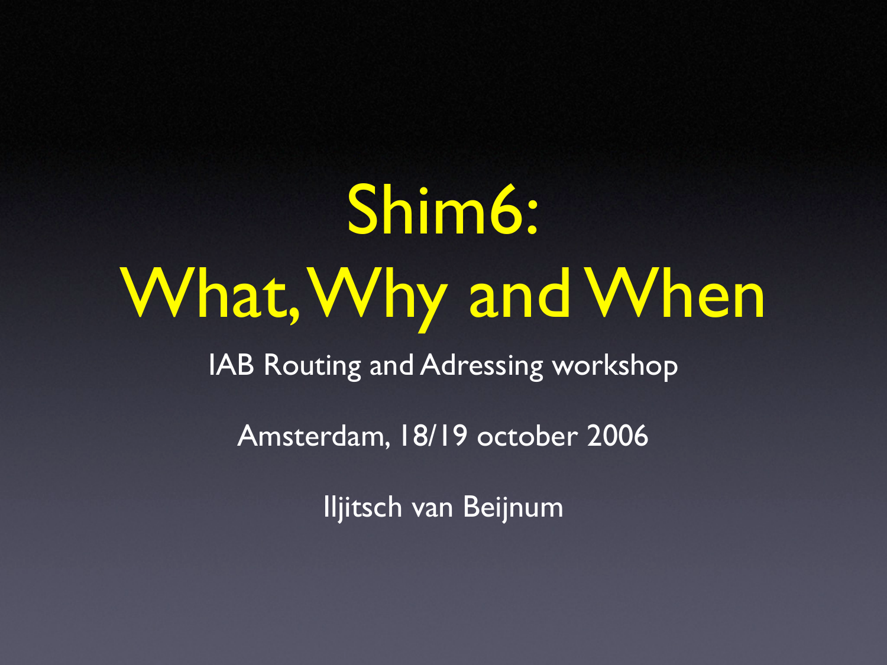# Shim6: What, Why and When

IAB Routing and Adressing workshop

Amsterdam, 18/19 october 2006

Iljitsch van Beijnum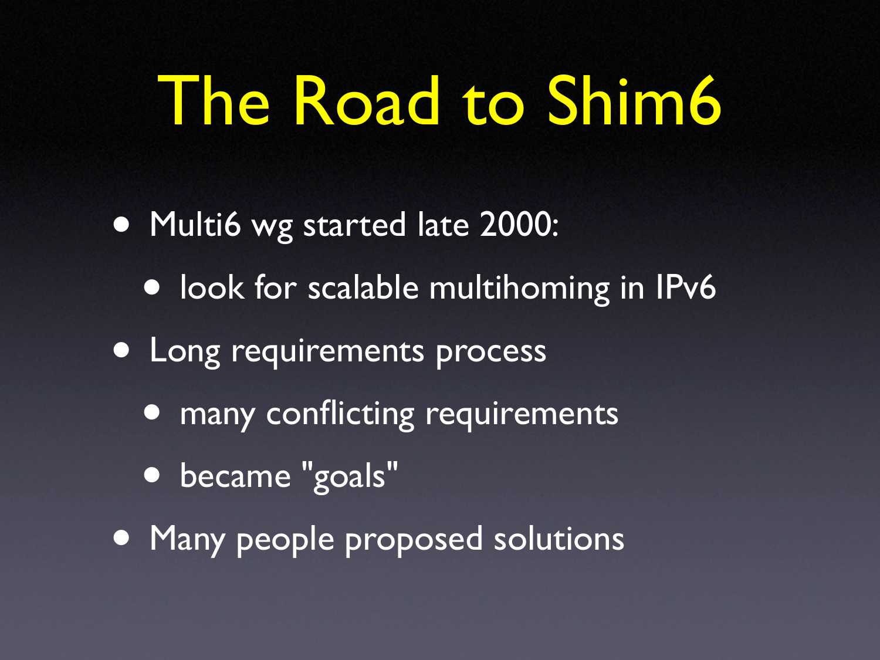# The Road to Shim6

- Multi6 wg started late 2000:
  - look for scalable multihoming in IPv6
- Long requirements process
  - many conflicting requirements
  - became "goals"
- Many people proposed solutions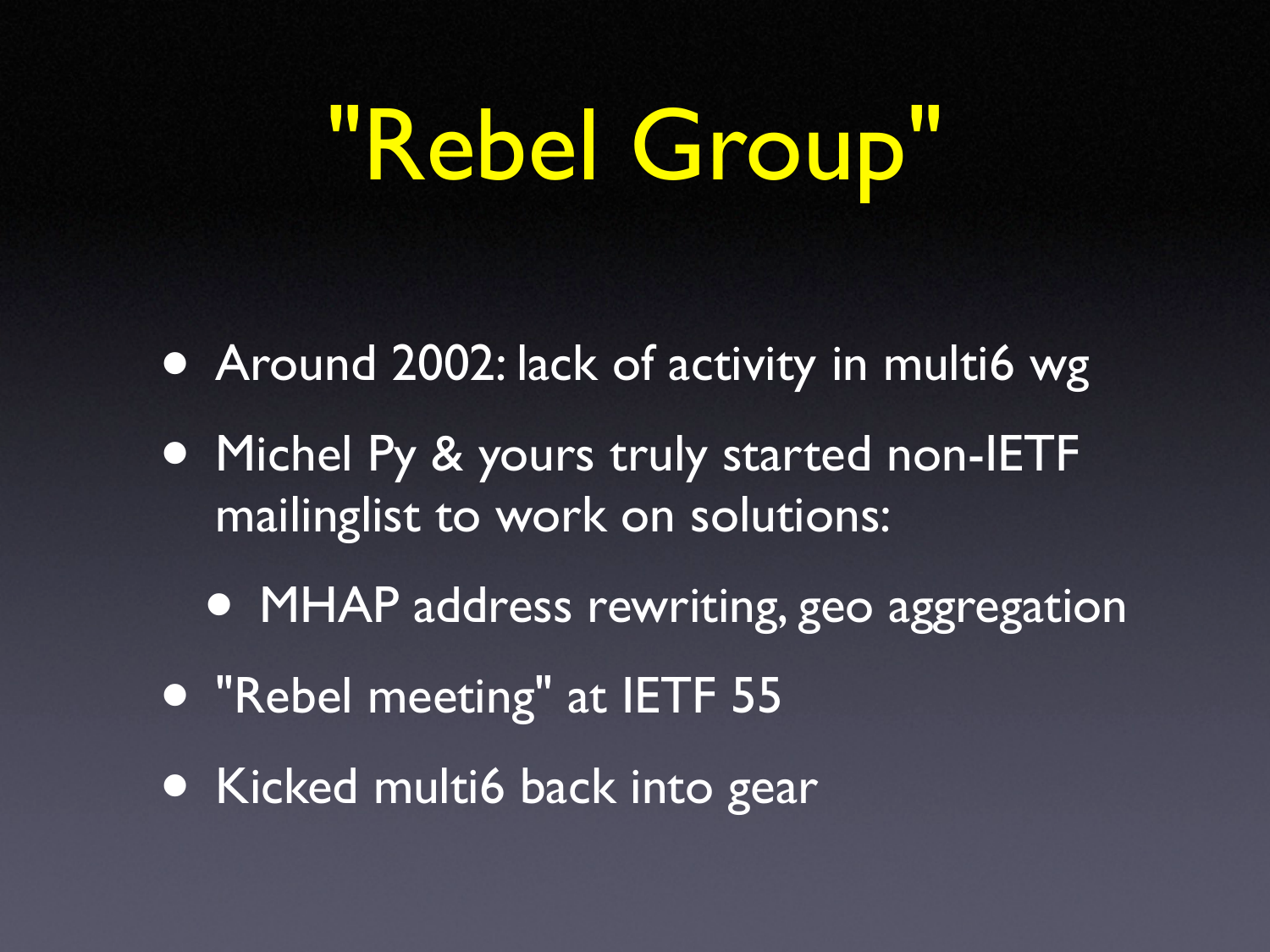# "Rebel Group"

- Around 2002: lack of activity in multi6 wg
- Michel Py & yours truly started non-IETF mailinglist to work on solutions:
  - MHAP address rewriting, geo aggregation
- "Rebel meeting" at IETF 55
- Kicked multi6 back into gear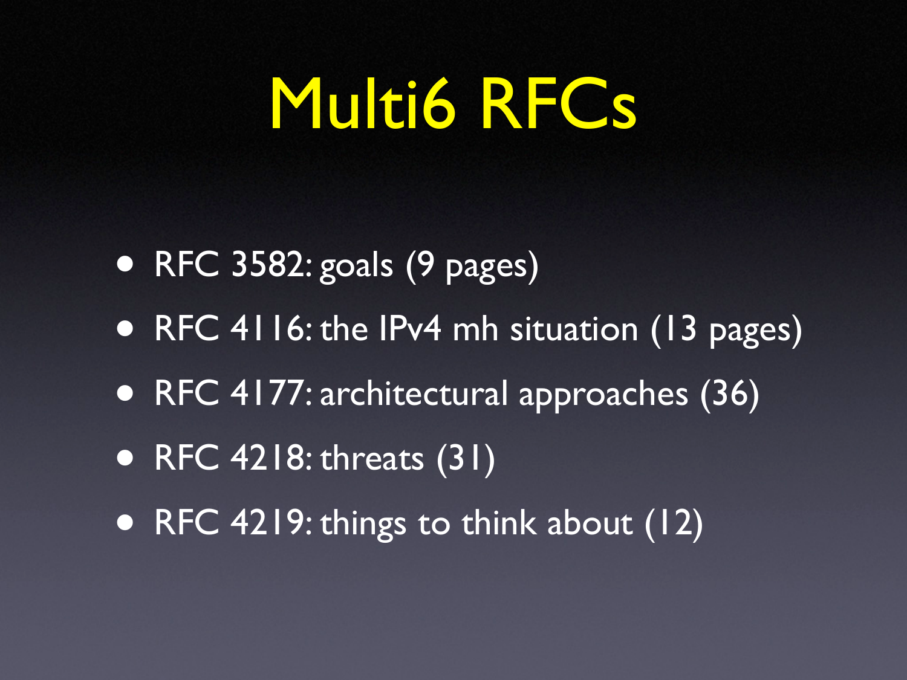# Multi6 RFCs

- RFC 3582: goals (9 pages)
- RFC 4116: the IPv4 mh situation (13 pages)
- RFC 4177: architectural approaches (36)
- RFC 4218: threats (31)
- RFC 4219: things to think about (12)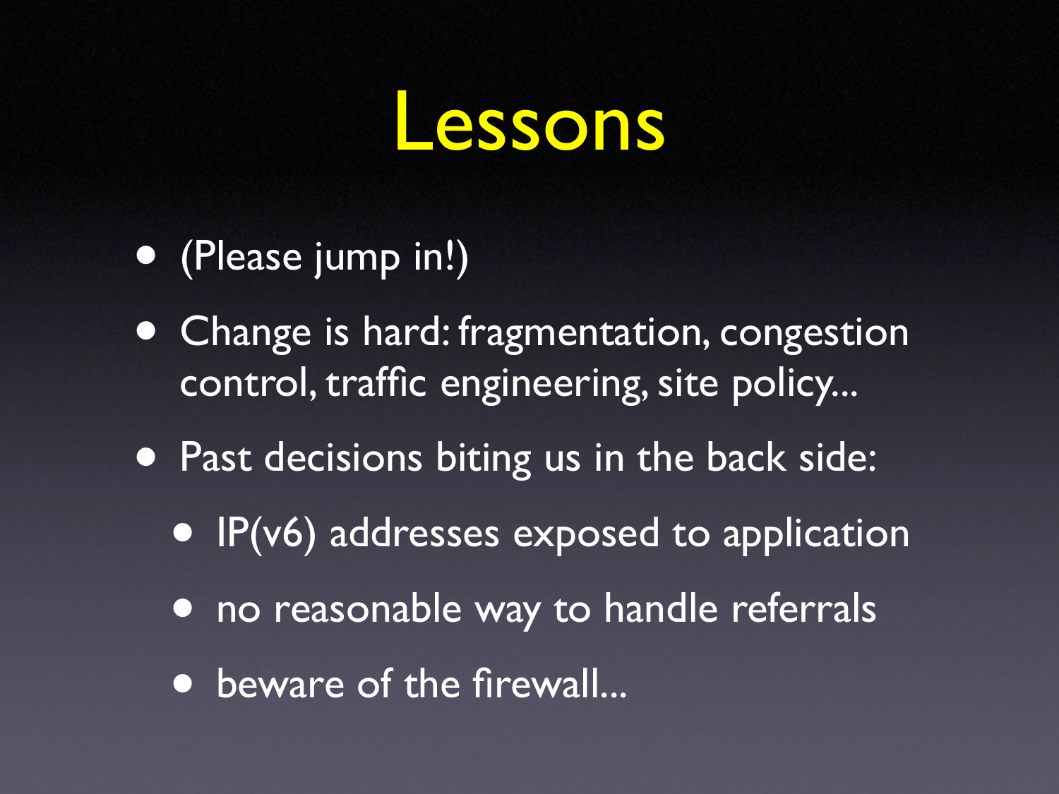# Lessons

- (Please jump in!)
- Change is hard: fragmentation, congestion control, traffic engineering, site policy...
- Past decisions biting us in the back side:
  - IP(v6) addresses exposed to application
  - no reasonable way to handle referrals
  - beware of the firewall...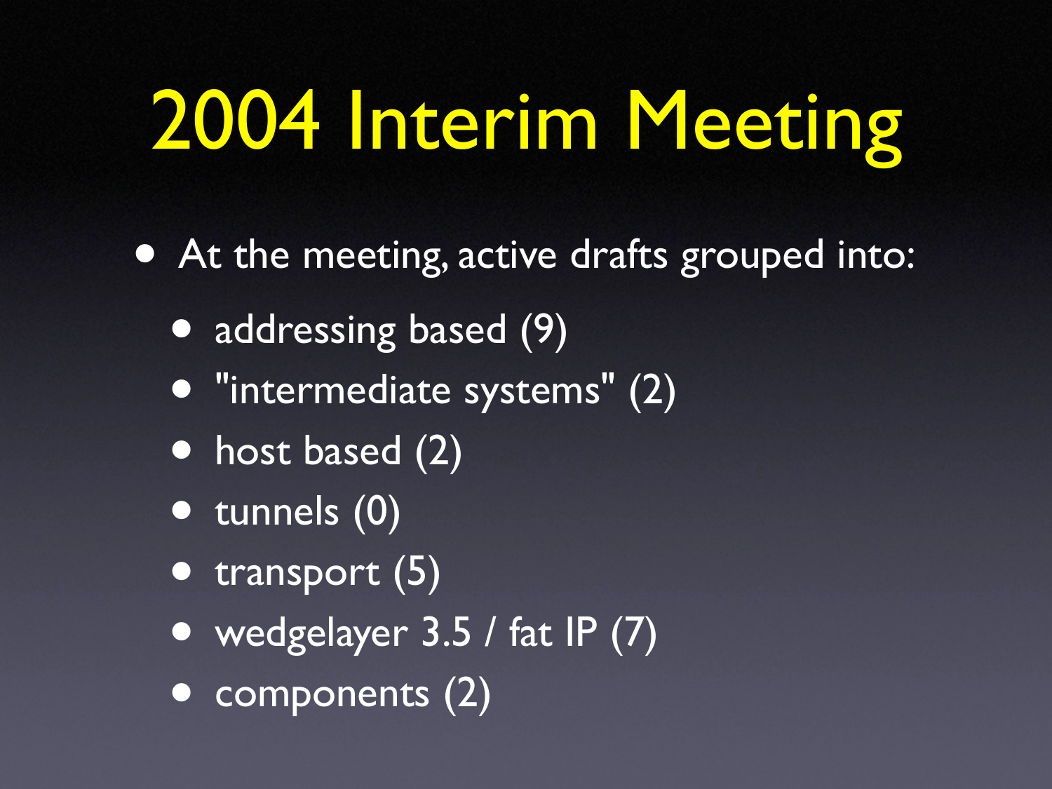# 2004 Interim Meeting

- At the meeting, active drafts grouped into:
  - addressing based (9)
  - "intermediate systems" (2)
  - host based (2)
  - tunnels (0)
  - transport (5)
  - wedgelayer 3.5 / fat IP (7)
  - components (2)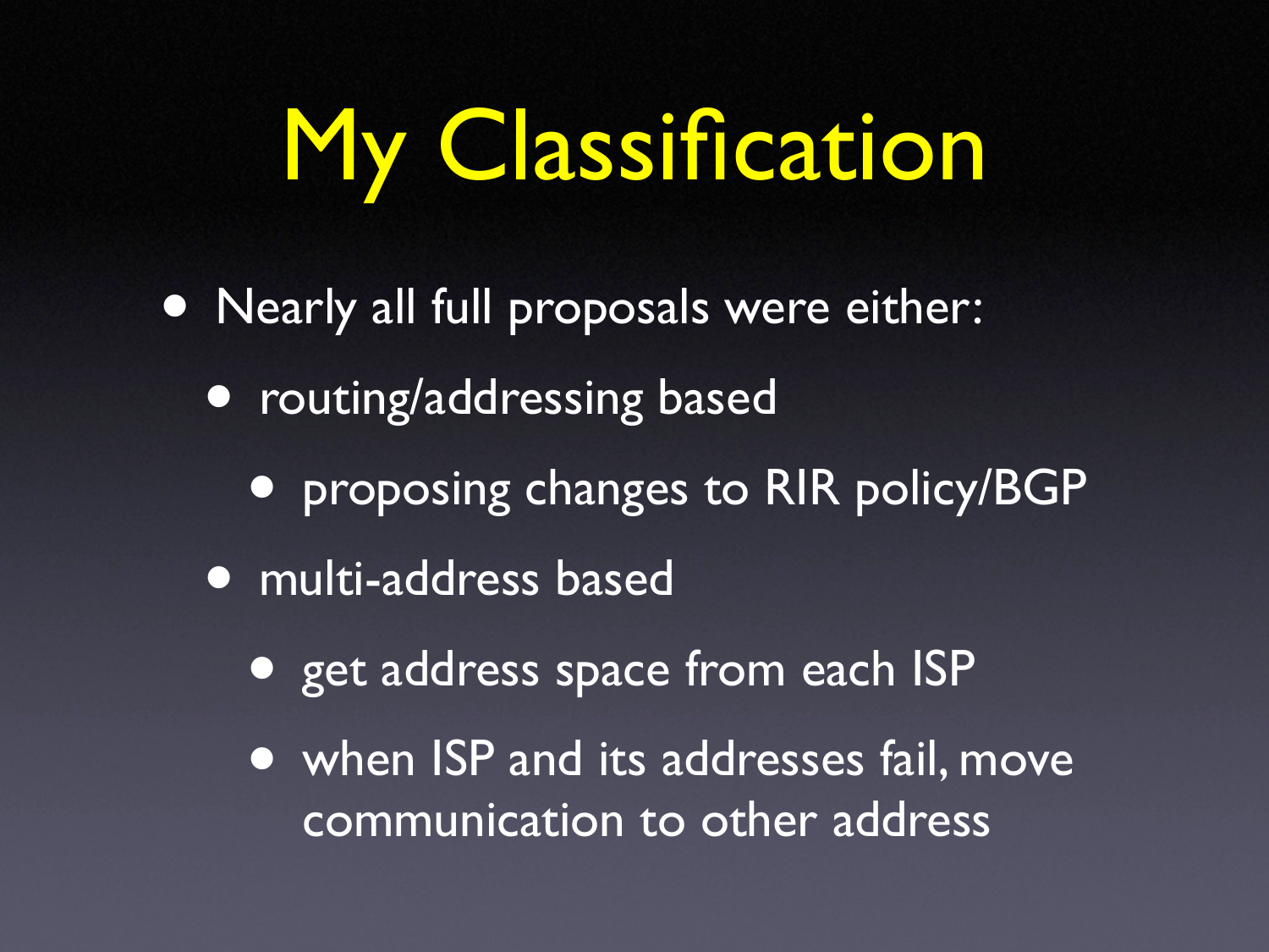# My Classification

- Nearly all full proposals were either:
  - routing/addressing based
    - proposing changes to RIR policy/BGP
  - multi-address based
    - get address space from each ISP
    - when ISP and its addresses fail, move communication to other address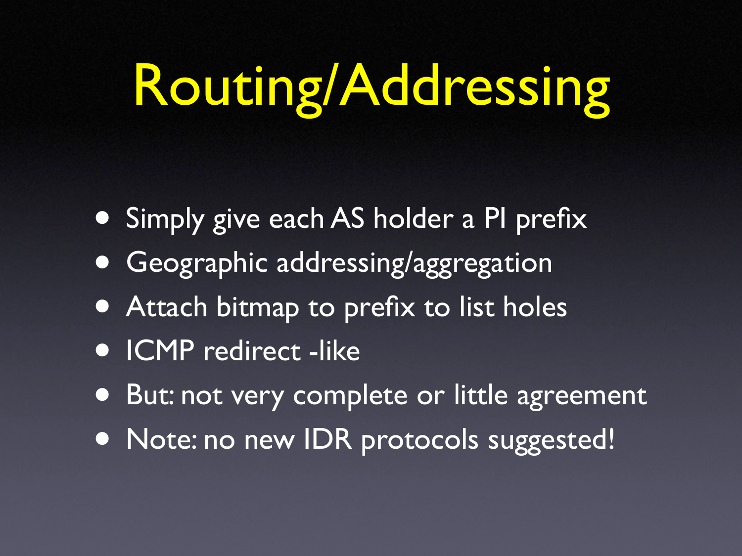# Routing/Addressing

- Simply give each AS holder a PI prefix
- Geographic addressing/aggregation
- Attach bitmap to prefix to list holes
- ICMP redirect -like
- But: not very complete or little agreement
- Note: no new IDR protocols suggested!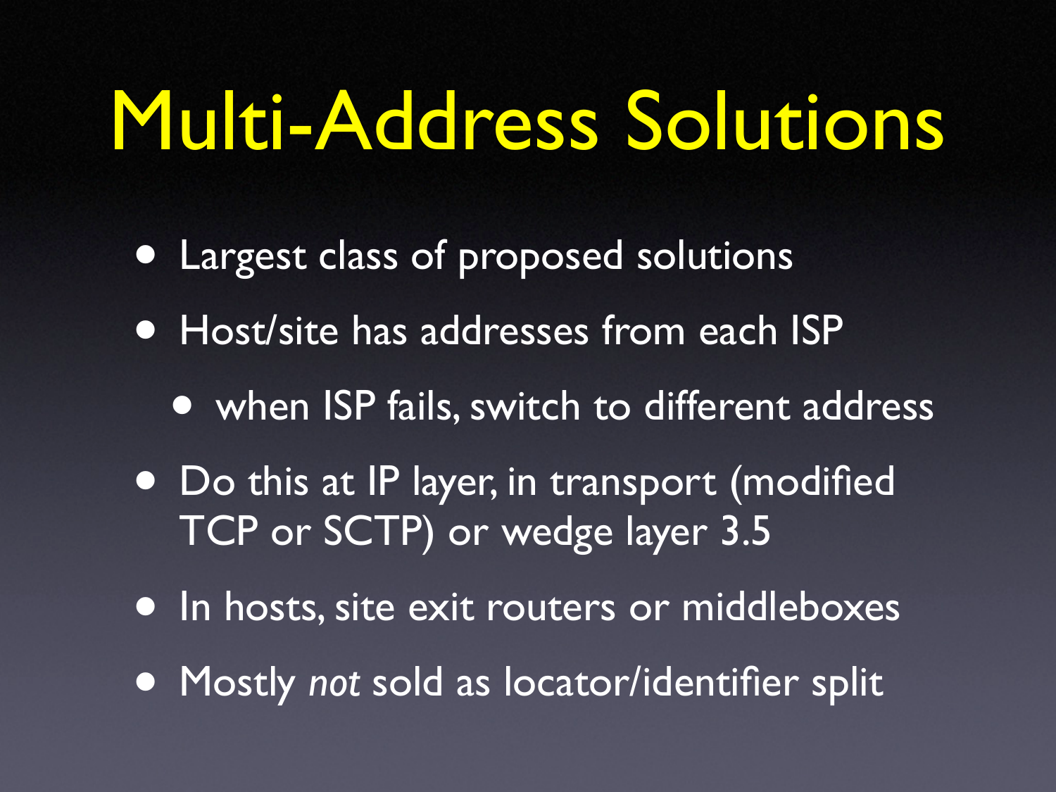# Multi-Address Solutions

- Largest class of proposed solutions
- Host/site has addresses from each ISP
  - when ISP fails, switch to different address
- Do this at IP layer, in transport (modified TCP or SCTP) or wedge layer 3.5
- In hosts, site exit routers or middleboxes
- Mostly *not* sold as locator/identifier split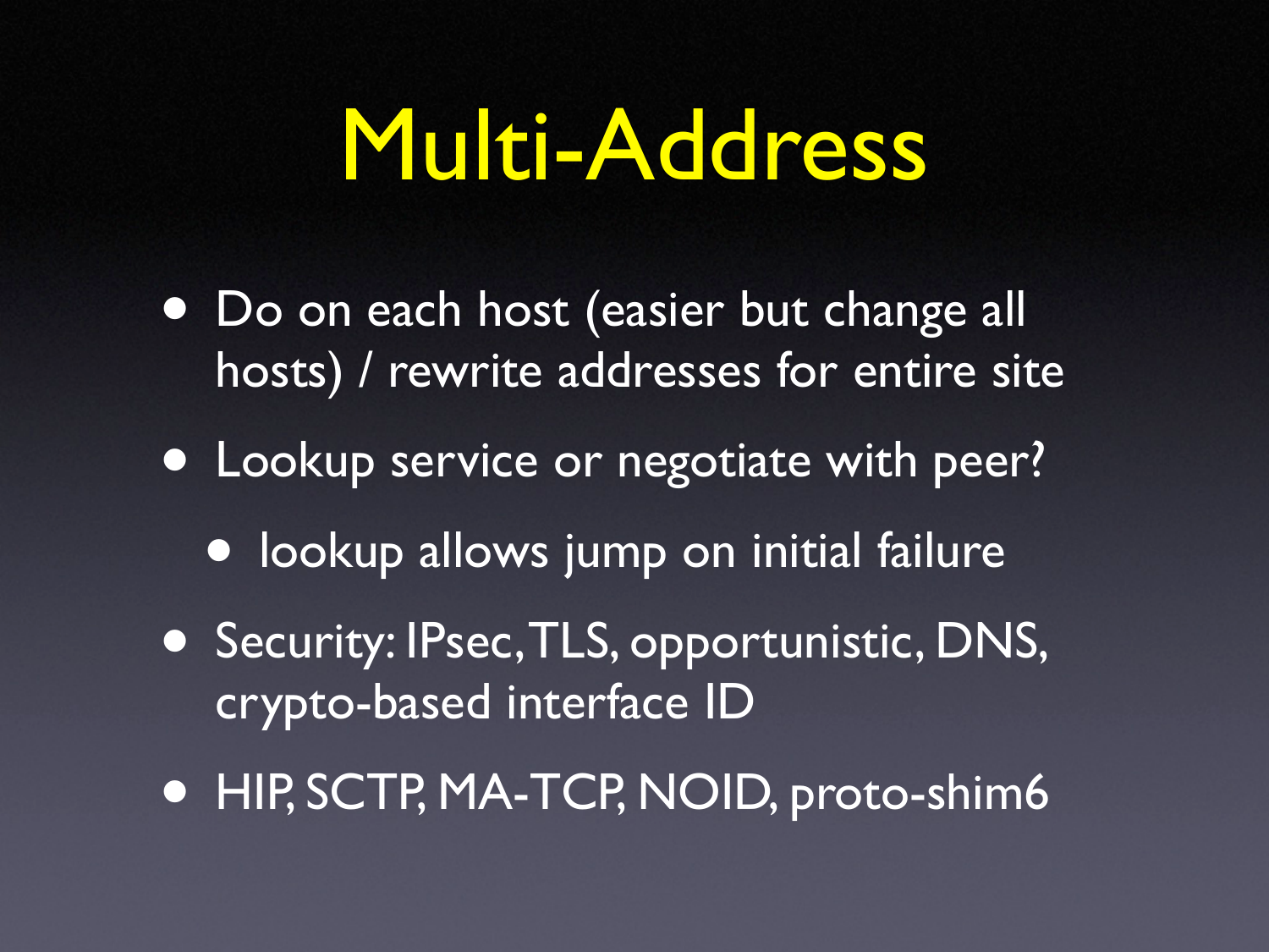# Multi-Address

- Do on each host (easier but change all hosts) / rewrite addresses for entire site
- Lookup service or negotiate with peer?
  - lookup allows jump on initial failure
- Security: IPsec, TLS, opportunistic, DNS, crypto-based interface ID
- HIP, SCTP, MA-TCP, NOID, proto-shim6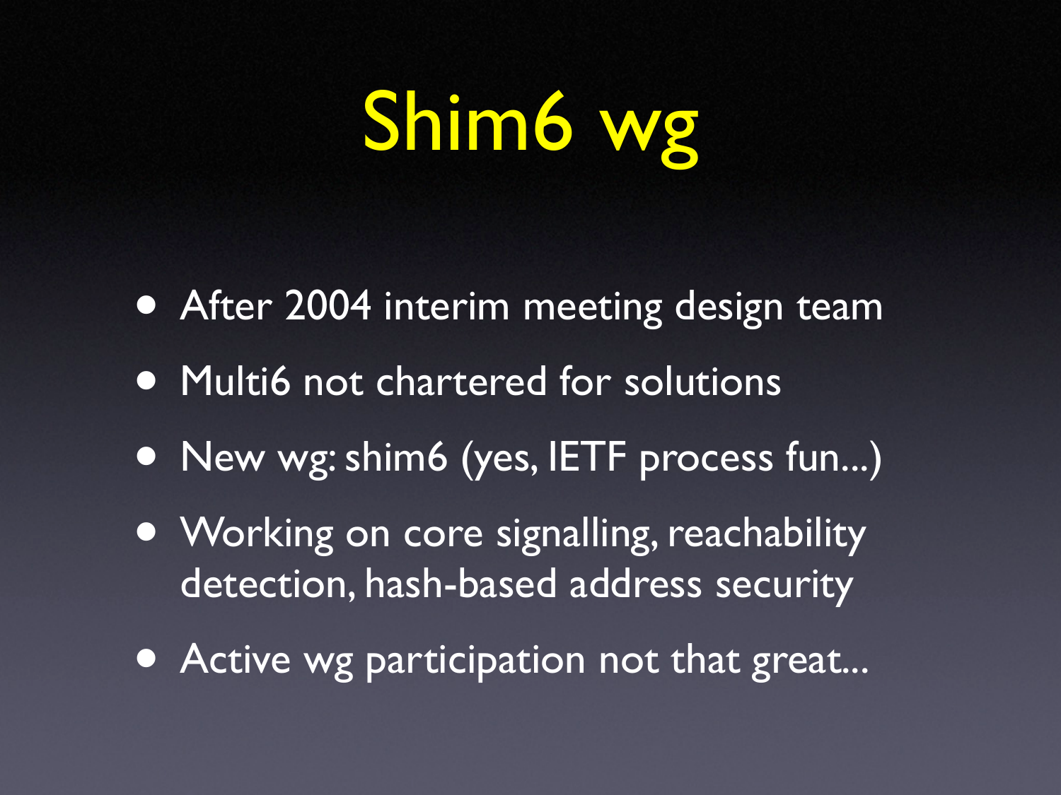# Shim6 wg

- After 2004 interim meeting design team
- Multi6 not chartered for solutions
- New wg: shim6 (yes, IETF process fun...)
- Working on core signalling, reachability detection, hash-based address security
- Active wg participation not that great...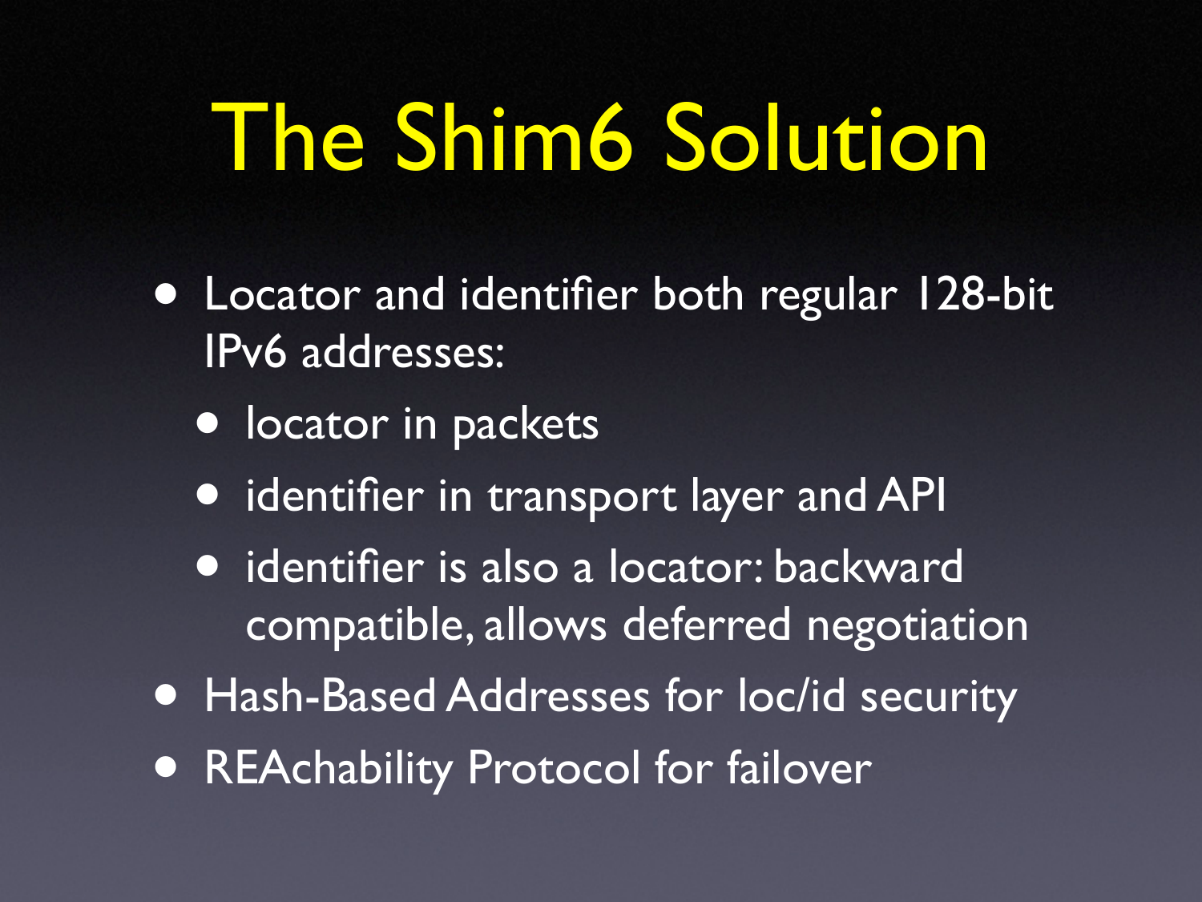# The Shim6 Solution

- Locator and identifier both regular 128-bit IPv6 addresses:
  - locator in packets
  - identifier in transport layer and API
  - identifier is also a locator: backward compatible, allows deferred negotiation
- Hash-Based Addresses for loc/id security
- REAchability Protocol for failover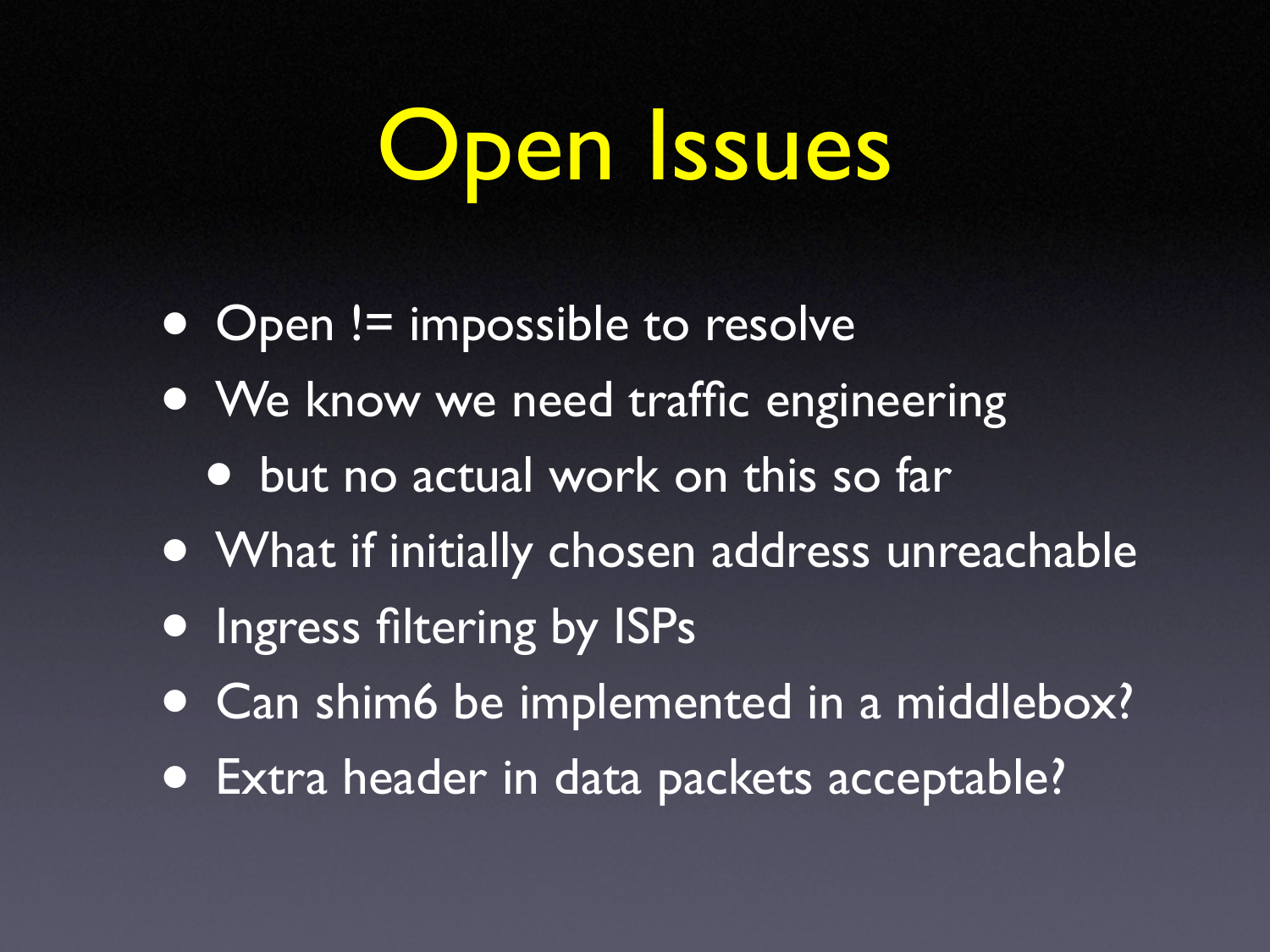# Open Issues

- Open != impossible to resolve
- We know we need traffic engineering
  - but no actual work on this so far
- What if initially chosen address unreachable
- Ingress filtering by ISPs
- Can shim6 be implemented in a middlebox?
- Extra header in data packets acceptable?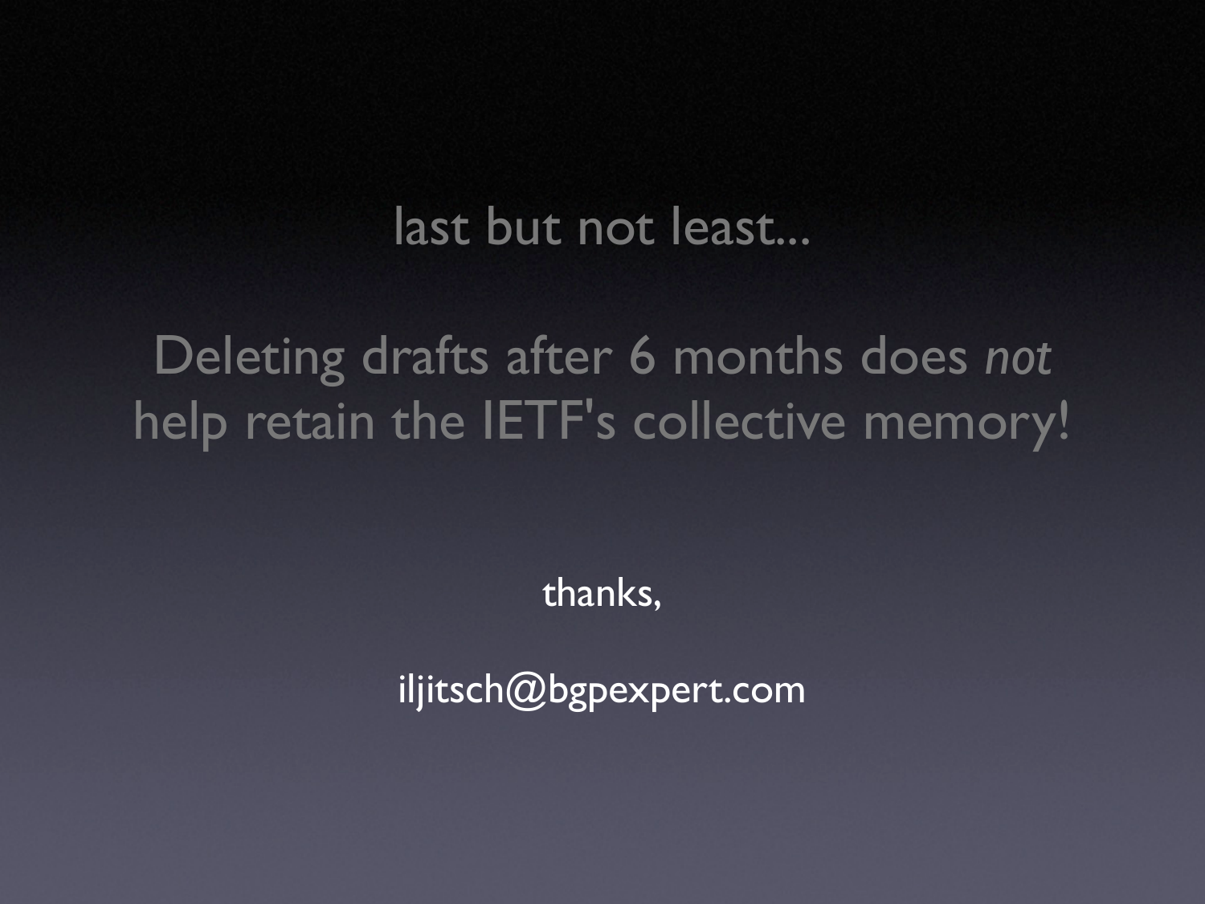last but not least...

Deleting drafts after 6 months does *not* help retain the IETF's collective memory!

thanks,

iljitsch@bgpexpert.com